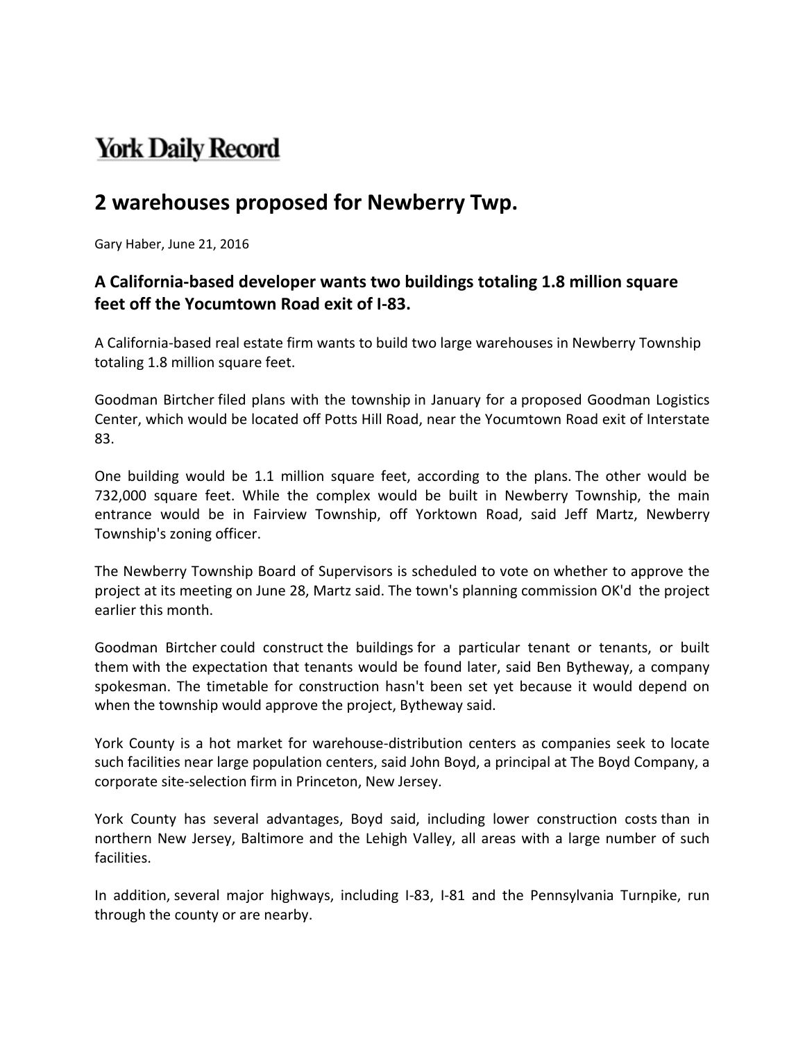**York Daily Record**

# 2 warehouses proposed for Newberry Twp.

Gary Haber, June 21, 2016

### A California-based developer wants two buildings totaling 1.8 million square feet off the Yocumtown Road exit of I-83.

A California-based real estate firm wants to build two large warehouses in Newberry Township totaling 1.8 million square feet.

Goodman Birtcher filed plans with the township in January for a proposed Goodman Logistics Center, which would be located off Potts Hill Road, near the Yocumtown Road exit of Interstate 83.

One building would be 1.1 million square feet, according to the plans. The other would be 732,000 square feet. While the complex would be built in Newberry Township, the main entrance would be in Fairview Township, off Yorktown Road, said Jeff Martz, Newberry Township's zoning officer.

The Newberry Township Board of Supervisors is scheduled to vote on whether to approve the project at its meeting on June 28, Martz said. The town's planning commission OK'd the project earlier this month.

Goodman Birtcher could construct the buildings for a particular tenant or tenants, or built them with the expectation that tenants would be found later, said Ben Bytheway, a company spokesman. The timetable for construction hasn't been set yet because it would depend on when the township would approve the project, Bytheway said.

York County is a hot market for warehouse-distribution centers as companies seek to locate such facilities near large population centers, said John Boyd, a principal at The Boyd Company, a corporate site-selection firm in Princeton, New Jersey.

York County has several advantages, Boyd said, including lower construction costs than in northern New Jersey, Baltimore and the Lehigh Valley, all areas with a large number of such facilities.

In addition, several major highways, including I-83, I-81 and the Pennsylvania Turnpike, run through the county or are nearby.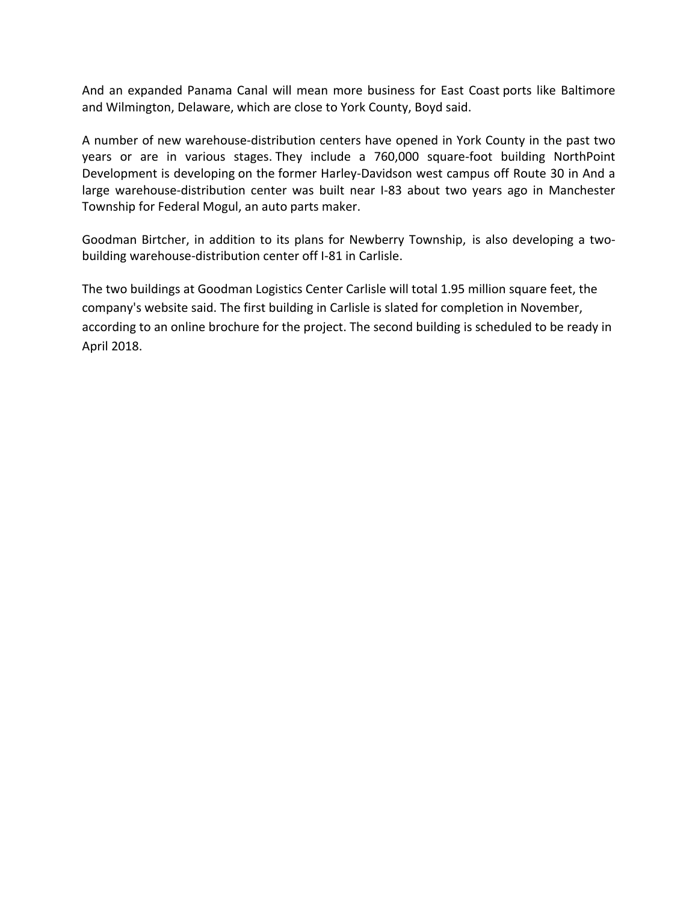And an expanded Panama Canal will mean more business for East Coast ports like Baltimore and Wilmington, Delaware, which are close to York County, Boyd said.

A number of new warehouse-distribution centers have opened in York County in the past two years or are in various stages. They include a 760,000 square-foot building NorthPoint Development is developing on the former Harley-Davidson west campus off Route 30 in And a large warehouse-distribution center was built near I-83 about two years ago in Manchester Township for Federal Mogul, an auto parts maker.

Goodman Birtcher, in addition to its plans for Newberry Township, is also developing a two-building warehouse-distribution center off I-81 in Carlisle.

The two buildings at Goodman Logistics Center Carlisle will total 1.95 million square feet, the company's website said. The first building in Carlisle is slated for completion in November, according to an online brochure for the project. The second building is scheduled to be ready in April 2018.